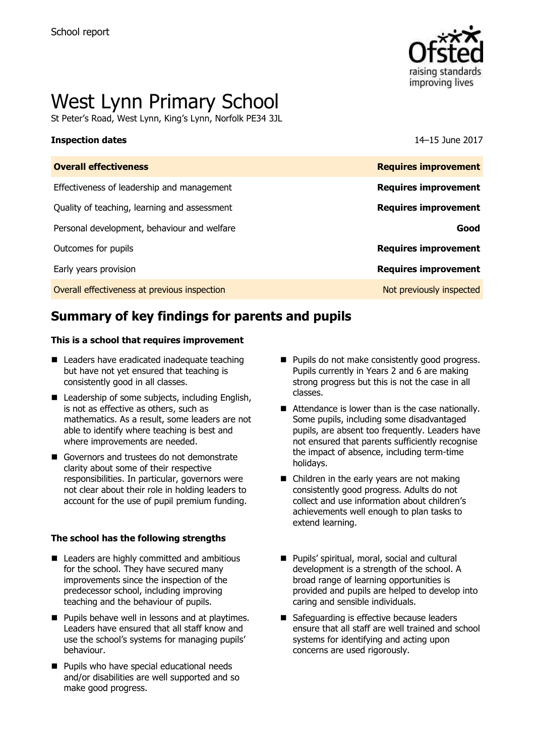School report

# West Lynn Primary School

St Peter's Road, West Lynn, King's Lynn, Norfolk PE34 3JL

**Inspection dates** 14–15 June 2017

| **Overall effectiveness** | **Requires improvement** |
|---|---|
| Effectiveness of leadership and management | **Requires improvement** |
| Quality of teaching, learning and assessment | **Requires improvement** |
| Personal development, behaviour and welfare | **Good** |
| Outcomes for pupils | **Requires improvement** |
| Early years provision | **Requires improvement** |
| Overall effectiveness at previous inspection | Not previously inspected |

## Summary of key findings for parents and pupils

**This is a school that requires improvement**

- Leaders have eradicated inadequate teaching but have not yet ensured that teaching is consistently good in all classes.
- Leadership of some subjects, including English, is not as effective as others, such as mathematics. As a result, some leaders are not able to identify where teaching is best and where improvements are needed.
- Governors and trustees do not demonstrate clarity about some of their respective responsibilities. In particular, governors were not clear about their role in holding leaders to account for the use of pupil premium funding.
- Pupils do not make consistently good progress. Pupils currently in Years 2 and 6 are making strong progress but this is not the case in all classes.
- Attendance is lower than is the case nationally. Some pupils, including some disadvantaged pupils, are absent too frequently. Leaders have not ensured that parents sufficiently recognise the impact of absence, including term-time holidays.
- Children in the early years are not making consistently good progress. Adults do not collect and use information about children's achievements well enough to plan tasks to extend learning.

**The school has the following strengths**

- Leaders are highly committed and ambitious for the school. They have secured many improvements since the inspection of the predecessor school, including improving teaching and the behaviour of pupils.
- Pupils behave well in lessons and at playtimes. Leaders have ensured that all staff know and use the school's systems for managing pupils' behaviour.
- Pupils who have special educational needs and/or disabilities are well supported and so make good progress.
- Pupils' spiritual, moral, social and cultural development is a strength of the school. A broad range of learning opportunities is provided and pupils are helped to develop into caring and sensible individuals.
- Safeguarding is effective because leaders ensure that all staff are well trained and school systems for identifying and acting upon concerns are used rigorously.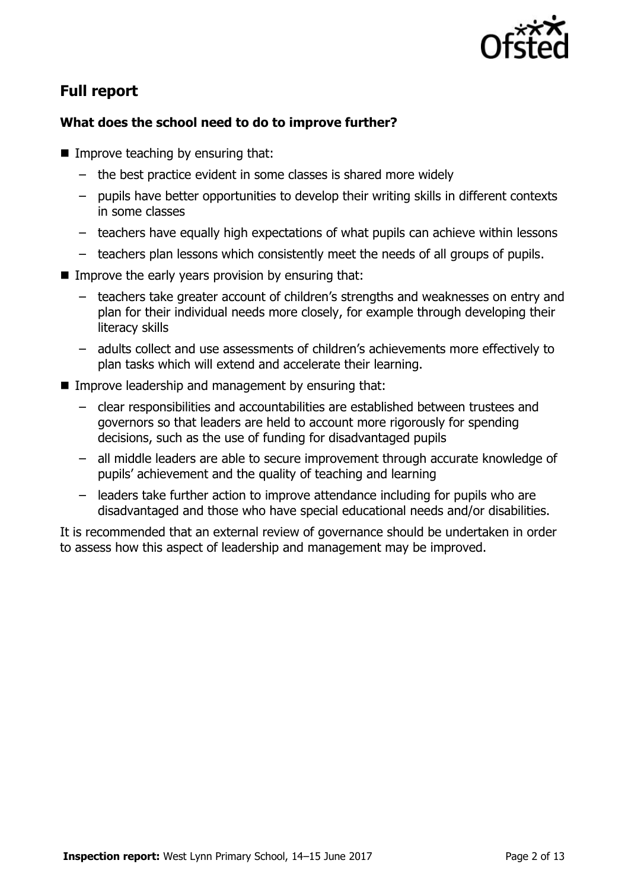## Full report

### What does the school need to do to improve further?

- Improve teaching by ensuring that:
  - the best practice evident in some classes is shared more widely
  - pupils have better opportunities to develop their writing skills in different contexts in some classes
  - teachers have equally high expectations of what pupils can achieve within lessons
  - teachers plan lessons which consistently meet the needs of all groups of pupils.
- Improve the early years provision by ensuring that:
  - teachers take greater account of children's strengths and weaknesses on entry and plan for their individual needs more closely, for example through developing their literacy skills
  - adults collect and use assessments of children's achievements more effectively to plan tasks which will extend and accelerate their learning.
- Improve leadership and management by ensuring that:
  - clear responsibilities and accountabilities are established between trustees and governors so that leaders are held to account more rigorously for spending decisions, such as the use of funding for disadvantaged pupils
  - all middle leaders are able to secure improvement through accurate knowledge of pupils' achievement and the quality of teaching and learning
  - leaders take further action to improve attendance including for pupils who are disadvantaged and those who have special educational needs and/or disabilities.

It is recommended that an external review of governance should be undertaken in order to assess how this aspect of leadership and management may be improved.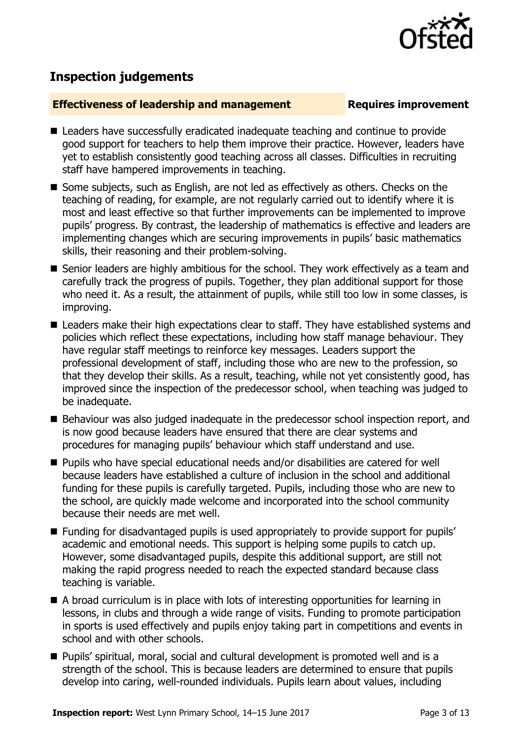## Inspection judgements

**Effectiveness of leadership and management** **Requires improvement**

- Leaders have successfully eradicated inadequate teaching and continue to provide good support for teachers to help them improve their practice. However, leaders have yet to establish consistently good teaching across all classes. Difficulties in recruiting staff have hampered improvements in teaching.
- Some subjects, such as English, are not led as effectively as others. Checks on the teaching of reading, for example, are not regularly carried out to identify where it is most and least effective so that further improvements can be implemented to improve pupils' progress. By contrast, the leadership of mathematics is effective and leaders are implementing changes which are securing improvements in pupils' basic mathematics skills, their reasoning and their problem-solving.
- Senior leaders are highly ambitious for the school. They work effectively as a team and carefully track the progress of pupils. Together, they plan additional support for those who need it. As a result, the attainment of pupils, while still too low in some classes, is improving.
- Leaders make their high expectations clear to staff. They have established systems and policies which reflect these expectations, including how staff manage behaviour. They have regular staff meetings to reinforce key messages. Leaders support the professional development of staff, including those who are new to the profession, so that they develop their skills. As a result, teaching, while not yet consistently good, has improved since the inspection of the predecessor school, when teaching was judged to be inadequate.
- Behaviour was also judged inadequate in the predecessor school inspection report, and is now good because leaders have ensured that there are clear systems and procedures for managing pupils' behaviour which staff understand and use.
- Pupils who have special educational needs and/or disabilities are catered for well because leaders have established a culture of inclusion in the school and additional funding for these pupils is carefully targeted. Pupils, including those who are new to the school, are quickly made welcome and incorporated into the school community because their needs are met well.
- Funding for disadvantaged pupils is used appropriately to provide support for pupils' academic and emotional needs. This support is helping some pupils to catch up. However, some disadvantaged pupils, despite this additional support, are still not making the rapid progress needed to reach the expected standard because class teaching is variable.
- A broad curriculum is in place with lots of interesting opportunities for learning in lessons, in clubs and through a wide range of visits. Funding to promote participation in sports is used effectively and pupils enjoy taking part in competitions and events in school and with other schools.
- Pupils' spiritual, moral, social and cultural development is promoted well and is a strength of the school. This is because leaders are determined to ensure that pupils develop into caring, well-rounded individuals. Pupils learn about values, including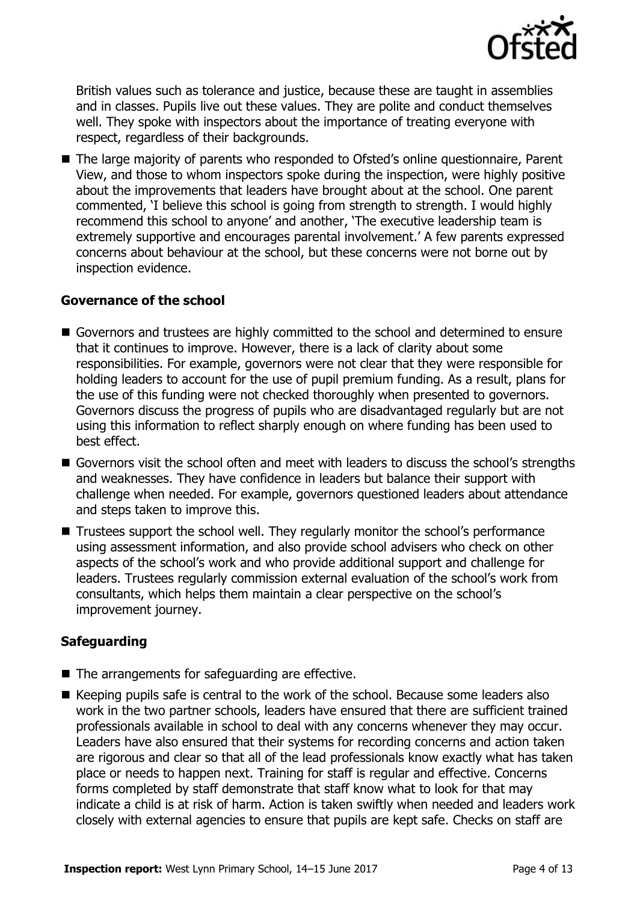British values such as tolerance and justice, because these are taught in assemblies and in classes. Pupils live out these values. They are polite and conduct themselves well. They spoke with inspectors about the importance of treating everyone with respect, regardless of their backgrounds.

- The large majority of parents who responded to Ofsted's online questionnaire, Parent View, and those to whom inspectors spoke during the inspection, were highly positive about the improvements that leaders have brought about at the school. One parent commented, 'I believe this school is going from strength to strength. I would highly recommend this school to anyone' and another, 'The executive leadership team is extremely supportive and encourages parental involvement.' A few parents expressed concerns about behaviour at the school, but these concerns were not borne out by inspection evidence.

### Governance of the school

- Governors and trustees are highly committed to the school and determined to ensure that it continues to improve. However, there is a lack of clarity about some responsibilities. For example, governors were not clear that they were responsible for holding leaders to account for the use of pupil premium funding. As a result, plans for the use of this funding were not checked thoroughly when presented to governors. Governors discuss the progress of pupils who are disadvantaged regularly but are not using this information to reflect sharply enough on where funding has been used to best effect.
- Governors visit the school often and meet with leaders to discuss the school's strengths and weaknesses. They have confidence in leaders but balance their support with challenge when needed. For example, governors questioned leaders about attendance and steps taken to improve this.
- Trustees support the school well. They regularly monitor the school's performance using assessment information, and also provide school advisers who check on other aspects of the school's work and who provide additional support and challenge for leaders. Trustees regularly commission external evaluation of the school's work from consultants, which helps them maintain a clear perspective on the school's improvement journey.

### Safeguarding

- The arrangements for safeguarding are effective.
- Keeping pupils safe is central to the work of the school. Because some leaders also work in the two partner schools, leaders have ensured that there are sufficient trained professionals available in school to deal with any concerns whenever they may occur. Leaders have also ensured that their systems for recording concerns and action taken are rigorous and clear so that all of the lead professionals know exactly what has taken place or needs to happen next. Training for staff is regular and effective. Concerns forms completed by staff demonstrate that staff know what to look for that may indicate a child is at risk of harm. Action is taken swiftly when needed and leaders work closely with external agencies to ensure that pupils are kept safe. Checks on staff are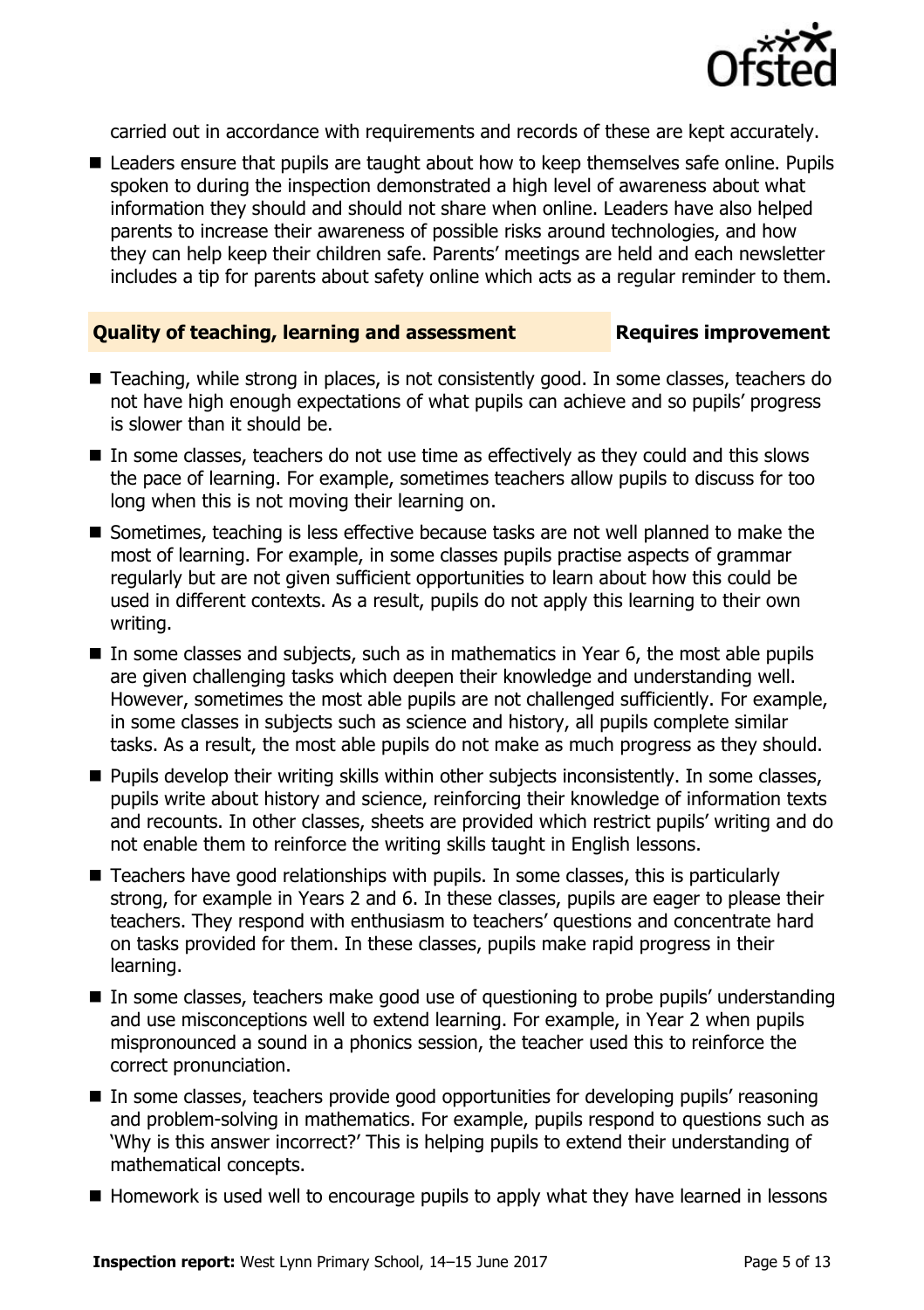carried out in accordance with requirements and records of these are kept accurately.

- Leaders ensure that pupils are taught about how to keep themselves safe online. Pupils spoken to during the inspection demonstrated a high level of awareness about what information they should and should not share when online. Leaders have also helped parents to increase their awareness of possible risks around technologies, and how they can help keep their children safe. Parents' meetings are held and each newsletter includes a tip for parents about safety online which acts as a regular reminder to them.

## Quality of teaching, learning and assessment — Requires improvement

- Teaching, while strong in places, is not consistently good. In some classes, teachers do not have high enough expectations of what pupils can achieve and so pupils' progress is slower than it should be.
- In some classes, teachers do not use time as effectively as they could and this slows the pace of learning. For example, sometimes teachers allow pupils to discuss for too long when this is not moving their learning on.
- Sometimes, teaching is less effective because tasks are not well planned to make the most of learning. For example, in some classes pupils practise aspects of grammar regularly but are not given sufficient opportunities to learn about how this could be used in different contexts. As a result, pupils do not apply this learning to their own writing.
- In some classes and subjects, such as in mathematics in Year 6, the most able pupils are given challenging tasks which deepen their knowledge and understanding well. However, sometimes the most able pupils are not challenged sufficiently. For example, in some classes in subjects such as science and history, all pupils complete similar tasks. As a result, the most able pupils do not make as much progress as they should.
- Pupils develop their writing skills within other subjects inconsistently. In some classes, pupils write about history and science, reinforcing their knowledge of information texts and recounts. In other classes, sheets are provided which restrict pupils' writing and do not enable them to reinforce the writing skills taught in English lessons.
- Teachers have good relationships with pupils. In some classes, this is particularly strong, for example in Years 2 and 6. In these classes, pupils are eager to please their teachers. They respond with enthusiasm to teachers' questions and concentrate hard on tasks provided for them. In these classes, pupils make rapid progress in their learning.
- In some classes, teachers make good use of questioning to probe pupils' understanding and use misconceptions well to extend learning. For example, in Year 2 when pupils mispronounced a sound in a phonics session, the teacher used this to reinforce the correct pronunciation.
- In some classes, teachers provide good opportunities for developing pupils' reasoning and problem-solving in mathematics. For example, pupils respond to questions such as 'Why is this answer incorrect?' This is helping pupils to extend their understanding of mathematical concepts.
- Homework is used well to encourage pupils to apply what they have learned in lessons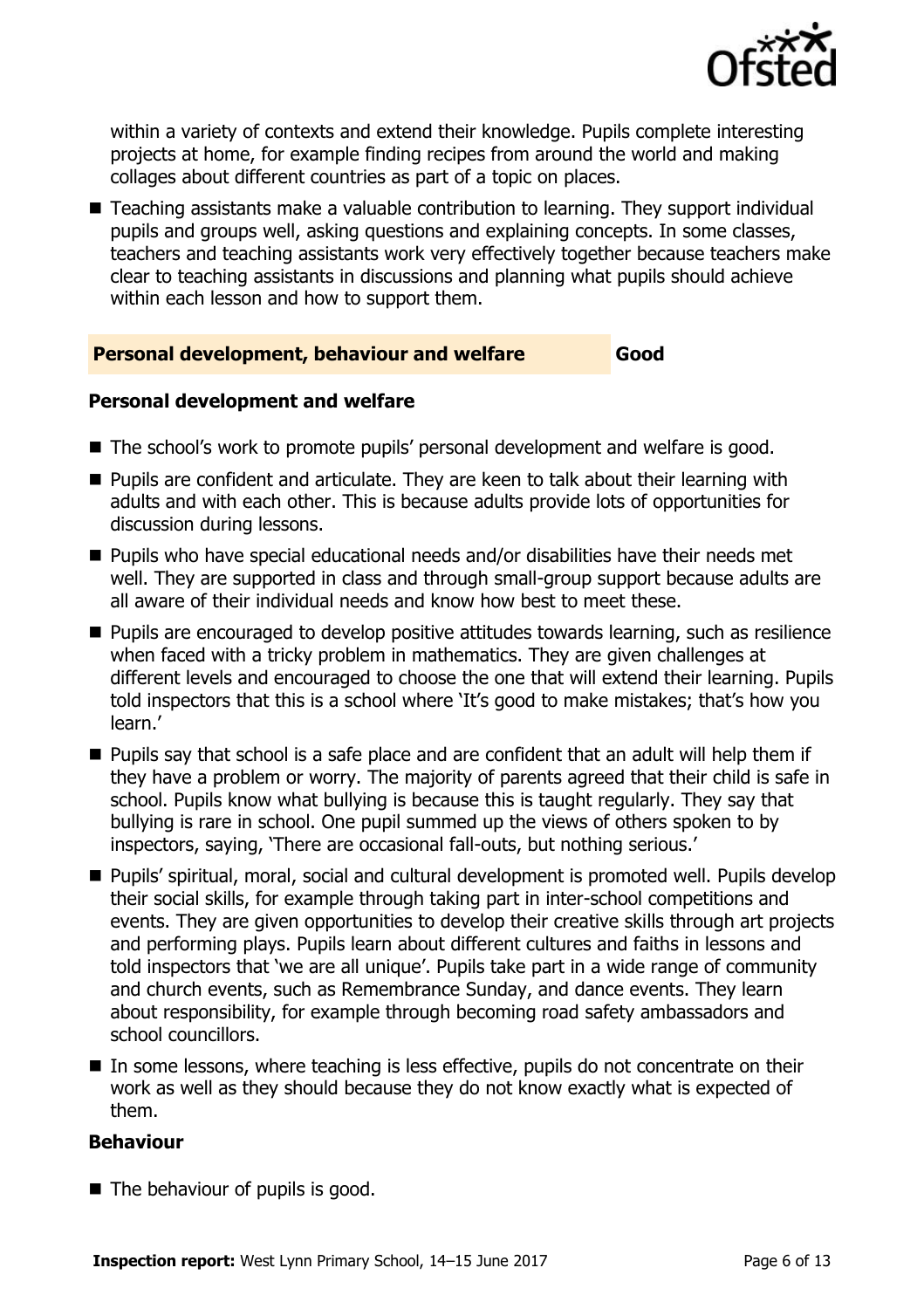within a variety of contexts and extend their knowledge. Pupils complete interesting projects at home, for example finding recipes from around the world and making collages about different countries as part of a topic on places.

- Teaching assistants make a valuable contribution to learning. They support individual pupils and groups well, asking questions and explaining concepts. In some classes, teachers and teaching assistants work very effectively together because teachers make clear to teaching assistants in discussions and planning what pupils should achieve within each lesson and how to support them.

## Personal development, behaviour and welfare — Good

### Personal development and welfare

- The school's work to promote pupils' personal development and welfare is good.
- Pupils are confident and articulate. They are keen to talk about their learning with adults and with each other. This is because adults provide lots of opportunities for discussion during lessons.
- Pupils who have special educational needs and/or disabilities have their needs met well. They are supported in class and through small-group support because adults are all aware of their individual needs and know how best to meet these.
- Pupils are encouraged to develop positive attitudes towards learning, such as resilience when faced with a tricky problem in mathematics. They are given challenges at different levels and encouraged to choose the one that will extend their learning. Pupils told inspectors that this is a school where 'It's good to make mistakes; that's how you learn.'
- Pupils say that school is a safe place and are confident that an adult will help them if they have a problem or worry. The majority of parents agreed that their child is safe in school. Pupils know what bullying is because this is taught regularly. They say that bullying is rare in school. One pupil summed up the views of others spoken to by inspectors, saying, 'There are occasional fall-outs, but nothing serious.'
- Pupils' spiritual, moral, social and cultural development is promoted well. Pupils develop their social skills, for example through taking part in inter-school competitions and events. They are given opportunities to develop their creative skills through art projects and performing plays. Pupils learn about different cultures and faiths in lessons and told inspectors that 'we are all unique'. Pupils take part in a wide range of community and church events, such as Remembrance Sunday, and dance events. They learn about responsibility, for example through becoming road safety ambassadors and school councillors.
- In some lessons, where teaching is less effective, pupils do not concentrate on their work as well as they should because they do not know exactly what is expected of them.

### Behaviour

- The behaviour of pupils is good.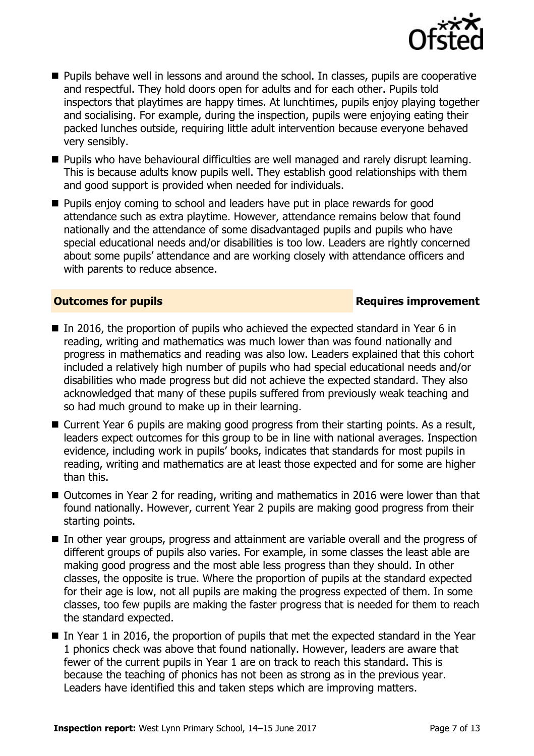- Pupils behave well in lessons and around the school. In classes, pupils are cooperative and respectful. They hold doors open for adults and for each other. Pupils told inspectors that playtimes are happy times. At lunchtimes, pupils enjoy playing together and socialising. For example, during the inspection, pupils were enjoying eating their packed lunches outside, requiring little adult intervention because everyone behaved very sensibly.
- Pupils who have behavioural difficulties are well managed and rarely disrupt learning. This is because adults know pupils well. They establish good relationships with them and good support is provided when needed for individuals.
- Pupils enjoy coming to school and leaders have put in place rewards for good attendance such as extra playtime. However, attendance remains below that found nationally and the attendance of some disadvantaged pupils and pupils who have special educational needs and/or disabilities is too low. Leaders are rightly concerned about some pupils' attendance and are working closely with attendance officers and with parents to reduce absence.

## Outcomes for pupils — Requires improvement

- In 2016, the proportion of pupils who achieved the expected standard in Year 6 in reading, writing and mathematics was much lower than was found nationally and progress in mathematics and reading was also low. Leaders explained that this cohort included a relatively high number of pupils who had special educational needs and/or disabilities who made progress but did not achieve the expected standard. They also acknowledged that many of these pupils suffered from previously weak teaching and so had much ground to make up in their learning.
- Current Year 6 pupils are making good progress from their starting points. As a result, leaders expect outcomes for this group to be in line with national averages. Inspection evidence, including work in pupils' books, indicates that standards for most pupils in reading, writing and mathematics are at least those expected and for some are higher than this.
- Outcomes in Year 2 for reading, writing and mathematics in 2016 were lower than that found nationally. However, current Year 2 pupils are making good progress from their starting points.
- In other year groups, progress and attainment are variable overall and the progress of different groups of pupils also varies. For example, in some classes the least able are making good progress and the most able less progress than they should. In other classes, the opposite is true. Where the proportion of pupils at the standard expected for their age is low, not all pupils are making the progress expected of them. In some classes, too few pupils are making the faster progress that is needed for them to reach the standard expected.
- In Year 1 in 2016, the proportion of pupils that met the expected standard in the Year 1 phonics check was above that found nationally. However, leaders are aware that fewer of the current pupils in Year 1 are on track to reach this standard. This is because the teaching of phonics has not been as strong as in the previous year. Leaders have identified this and taken steps which are improving matters.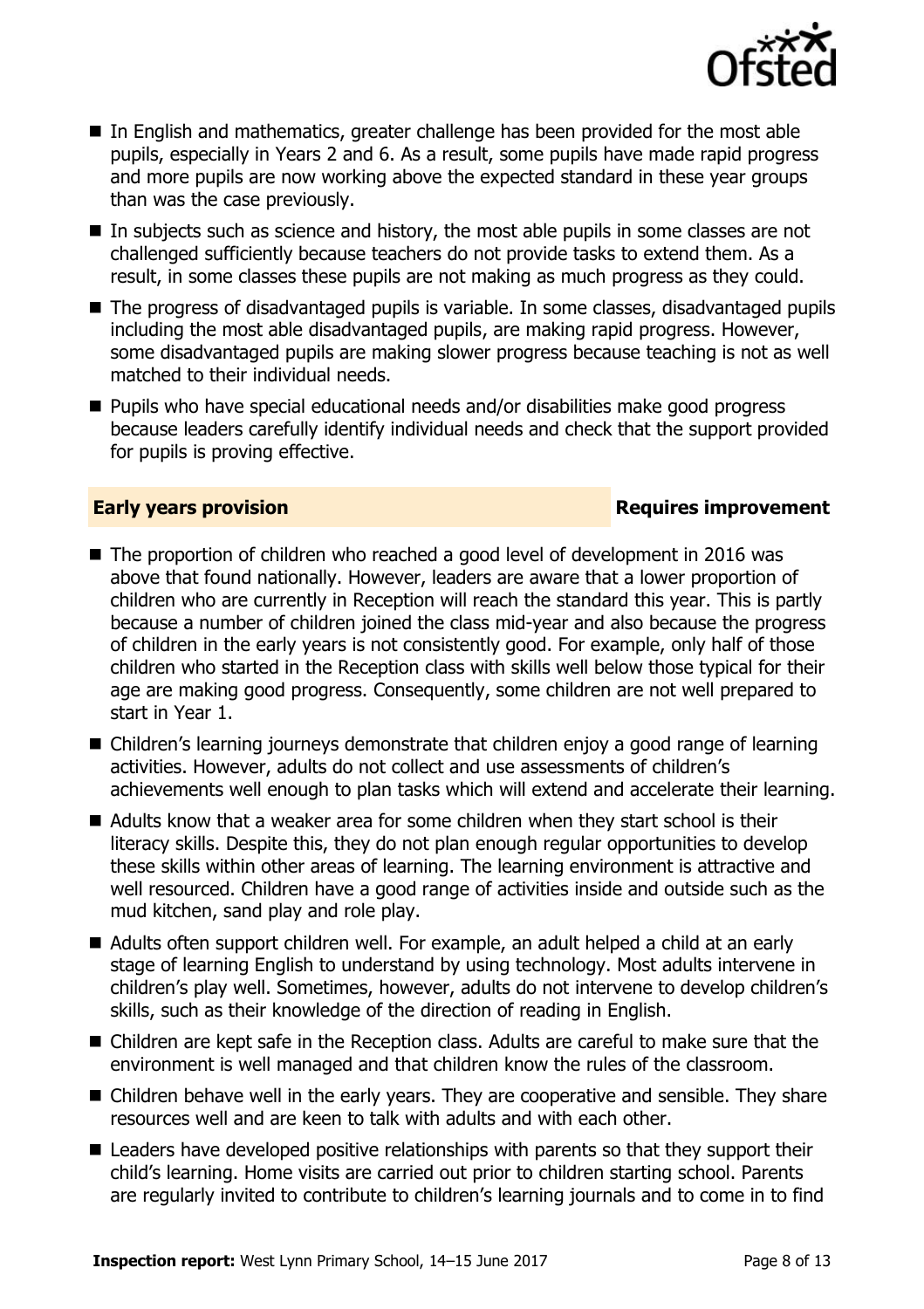- In English and mathematics, greater challenge has been provided for the most able pupils, especially in Years 2 and 6. As a result, some pupils have made rapid progress and more pupils are now working above the expected standard in these year groups than was the case previously.
- In subjects such as science and history, the most able pupils in some classes are not challenged sufficiently because teachers do not provide tasks to extend them. As a result, in some classes these pupils are not making as much progress as they could.
- The progress of disadvantaged pupils is variable. In some classes, disadvantaged pupils including the most able disadvantaged pupils, are making rapid progress. However, some disadvantaged pupils are making slower progress because teaching is not as well matched to their individual needs.
- Pupils who have special educational needs and/or disabilities make good progress because leaders carefully identify individual needs and check that the support provided for pupils is proving effective.

## Early years provision — Requires improvement

- The proportion of children who reached a good level of development in 2016 was above that found nationally. However, leaders are aware that a lower proportion of children who are currently in Reception will reach the standard this year. This is partly because a number of children joined the class mid-year and also because the progress of children in the early years is not consistently good. For example, only half of those children who started in the Reception class with skills well below those typical for their age are making good progress. Consequently, some children are not well prepared to start in Year 1.
- Children's learning journeys demonstrate that children enjoy a good range of learning activities. However, adults do not collect and use assessments of children's achievements well enough to plan tasks which will extend and accelerate their learning.
- Adults know that a weaker area for some children when they start school is their literacy skills. Despite this, they do not plan enough regular opportunities to develop these skills within other areas of learning. The learning environment is attractive and well resourced. Children have a good range of activities inside and outside such as the mud kitchen, sand play and role play.
- Adults often support children well. For example, an adult helped a child at an early stage of learning English to understand by using technology. Most adults intervene in children's play well. Sometimes, however, adults do not intervene to develop children's skills, such as their knowledge of the direction of reading in English.
- Children are kept safe in the Reception class. Adults are careful to make sure that the environment is well managed and that children know the rules of the classroom.
- Children behave well in the early years. They are cooperative and sensible. They share resources well and are keen to talk with adults and with each other.
- Leaders have developed positive relationships with parents so that they support their child's learning. Home visits are carried out prior to children starting school. Parents are regularly invited to contribute to children's learning journals and to come in to find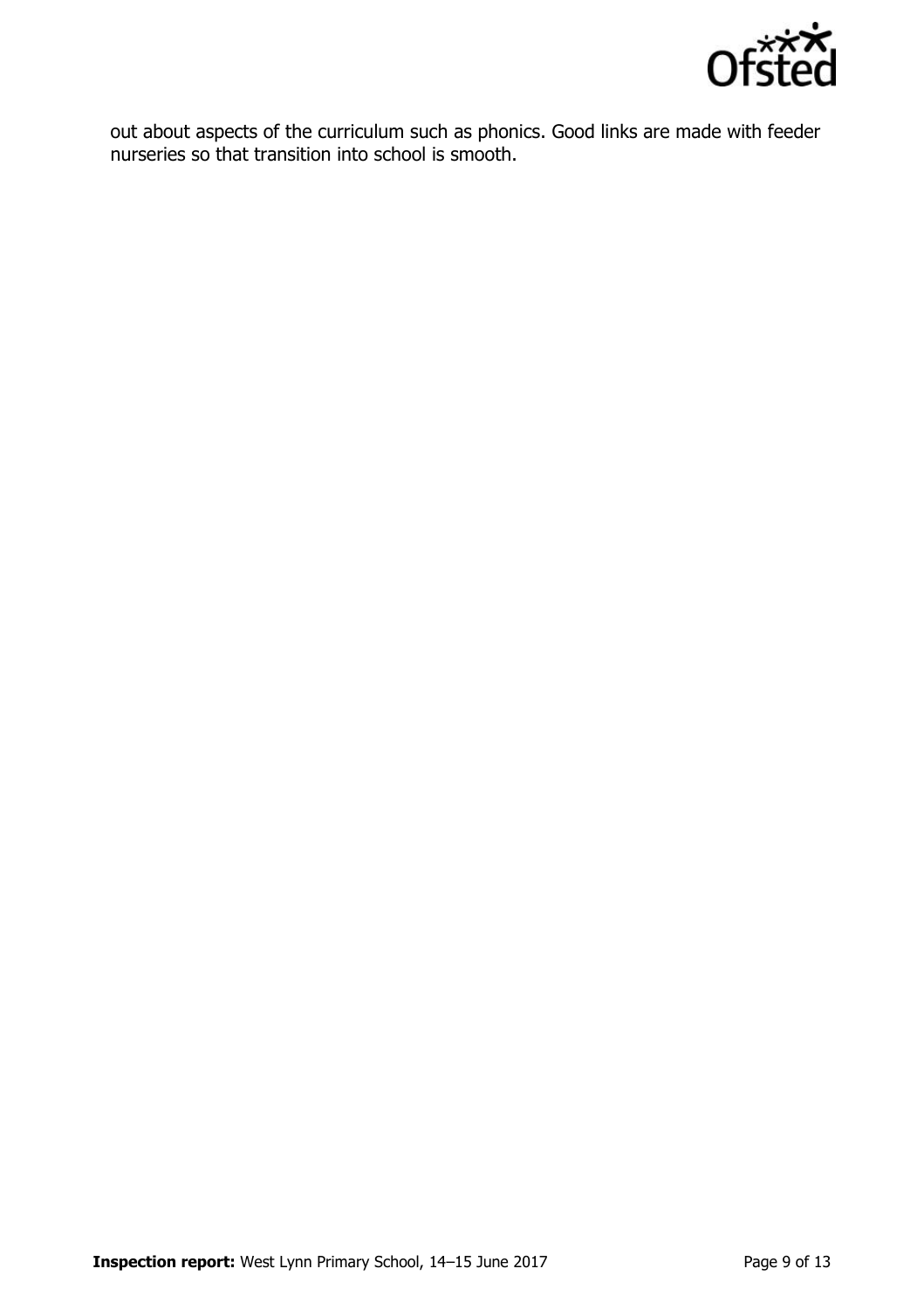out about aspects of the curriculum such as phonics. Good links are made with feeder nurseries so that transition into school is smooth.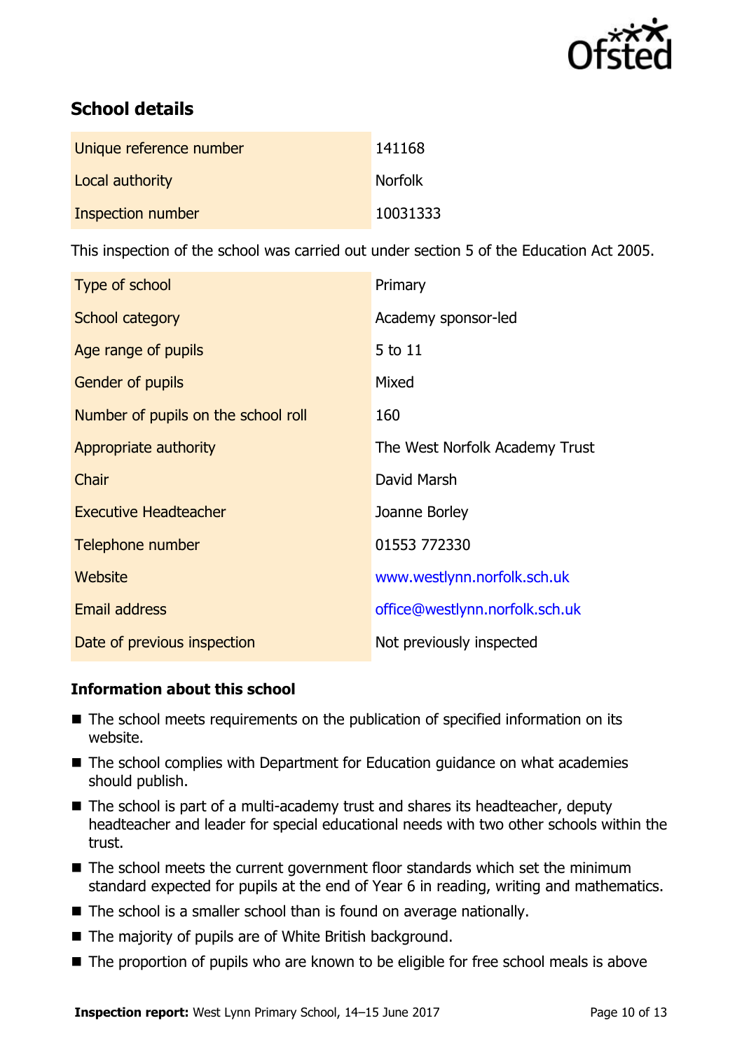## School details

| Unique reference number | 141168 |
| --- | --- |
| Local authority | Norfolk |
| Inspection number | 10031333 |

This inspection of the school was carried out under section 5 of the Education Act 2005.

| Type of school | Primary |
| --- | --- |
| School category | Academy sponsor-led |
| Age range of pupils | 5 to 11 |
| Gender of pupils | Mixed |
| Number of pupils on the school roll | 160 |
| Appropriate authority | The West Norfolk Academy Trust |
| Chair | David Marsh |
| Executive Headteacher | Joanne Borley |
| Telephone number | 01553 772330 |
| Website | www.westlynn.norfolk.sch.uk |
| Email address | office@westlynn.norfolk.sch.uk |
| Date of previous inspection | Not previously inspected |

### Information about this school

- The school meets requirements on the publication of specified information on its website.
- The school complies with Department for Education guidance on what academies should publish.
- The school is part of a multi-academy trust and shares its headteacher, deputy headteacher and leader for special educational needs with two other schools within the trust.
- The school meets the current government floor standards which set the minimum standard expected for pupils at the end of Year 6 in reading, writing and mathematics.
- The school is a smaller school than is found on average nationally.
- The majority of pupils are of White British background.
- The proportion of pupils who are known to be eligible for free school meals is above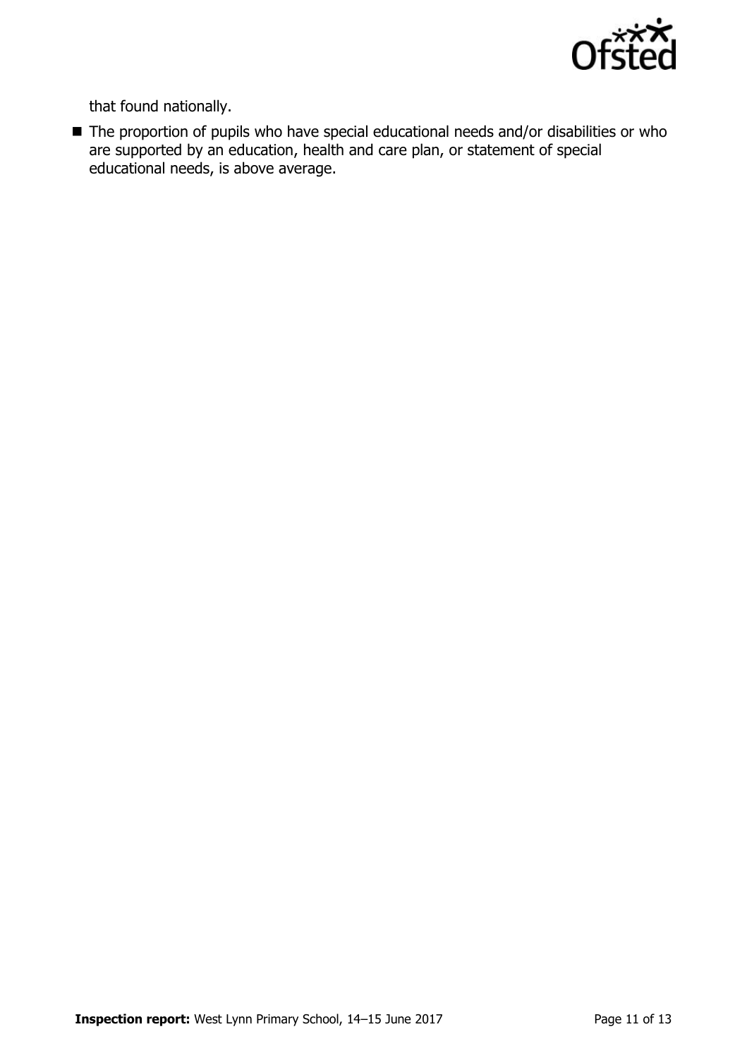that found nationally.

- The proportion of pupils who have special educational needs and/or disabilities or who are supported by an education, health and care plan, or statement of special educational needs, is above average.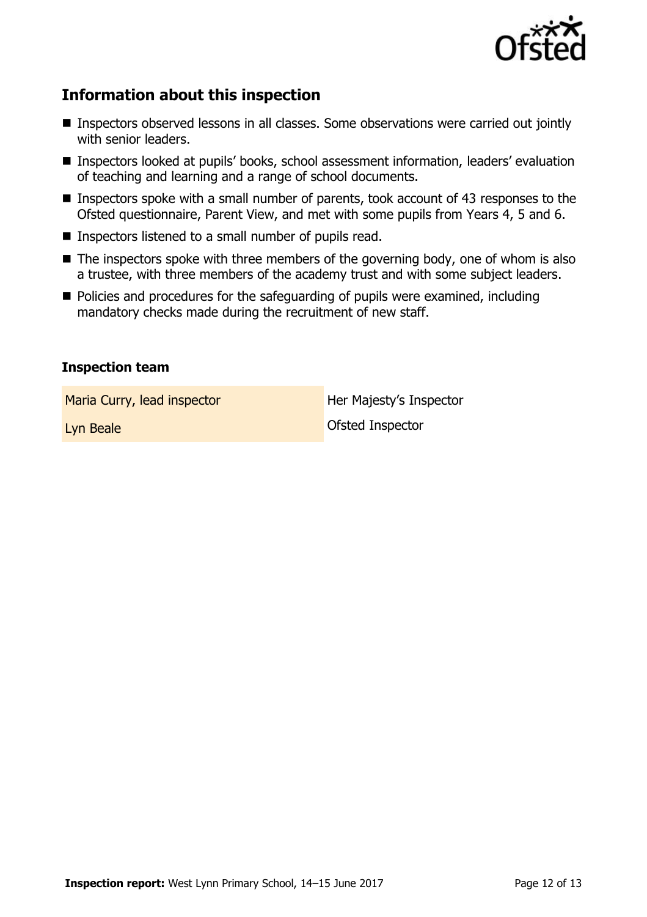## Information about this inspection

- Inspectors observed lessons in all classes. Some observations were carried out jointly with senior leaders.
- Inspectors looked at pupils' books, school assessment information, leaders' evaluation of teaching and learning and a range of school documents.
- Inspectors spoke with a small number of parents, took account of 43 responses to the Ofsted questionnaire, Parent View, and met with some pupils from Years 4, 5 and 6.
- Inspectors listened to a small number of pupils read.
- The inspectors spoke with three members of the governing body, one of whom is also a trustee, with three members of the academy trust and with some subject leaders.
- Policies and procedures for the safeguarding of pupils were examined, including mandatory checks made during the recruitment of new staff.

### Inspection team

| | |
|---|---|
| Maria Curry, lead inspector | Her Majesty's Inspector |
| Lyn Beale | Ofsted Inspector |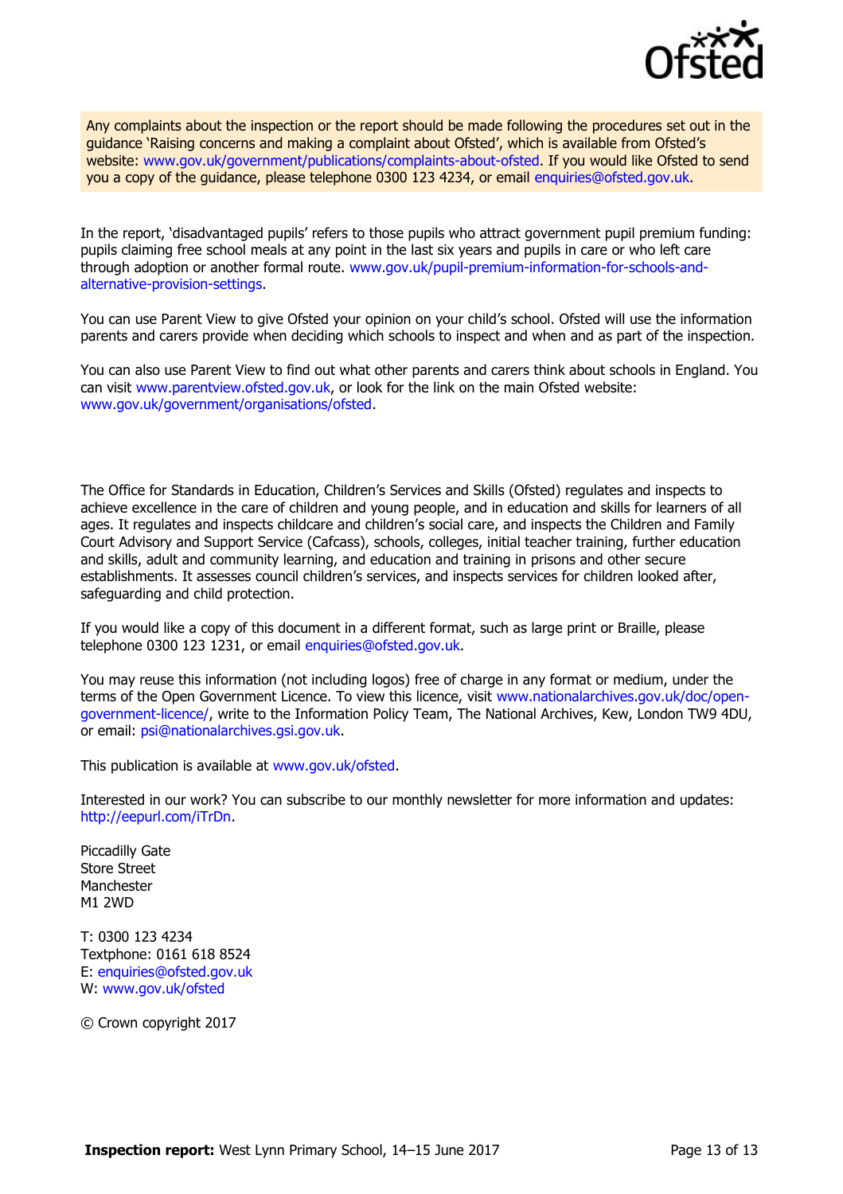Any complaints about the inspection or the report should be made following the procedures set out in the guidance 'Raising concerns and making a complaint about Ofsted', which is available from Ofsted's website: www.gov.uk/government/publications/complaints-about-ofsted. If you would like Ofsted to send you a copy of the guidance, please telephone 0300 123 4234, or email enquiries@ofsted.gov.uk.

In the report, 'disadvantaged pupils' refers to those pupils who attract government pupil premium funding: pupils claiming free school meals at any point in the last six years and pupils in care or who left care through adoption or another formal route. www.gov.uk/pupil-premium-information-for-schools-and-alternative-provision-settings.

You can use Parent View to give Ofsted your opinion on your child's school. Ofsted will use the information parents and carers provide when deciding which schools to inspect and when and as part of the inspection.

You can also use Parent View to find out what other parents and carers think about schools in England. You can visit www.parentview.ofsted.gov.uk, or look for the link on the main Ofsted website: www.gov.uk/government/organisations/ofsted.

The Office for Standards in Education, Children's Services and Skills (Ofsted) regulates and inspects to achieve excellence in the care of children and young people, and in education and skills for learners of all ages. It regulates and inspects childcare and children's social care, and inspects the Children and Family Court Advisory and Support Service (Cafcass), schools, colleges, initial teacher training, further education and skills, adult and community learning, and education and training in prisons and other secure establishments. It assesses council children's services, and inspects services for children looked after, safeguarding and child protection.

If you would like a copy of this document in a different format, such as large print or Braille, please telephone 0300 123 1231, or email enquiries@ofsted.gov.uk.

You may reuse this information (not including logos) free of charge in any format or medium, under the terms of the Open Government Licence. To view this licence, visit www.nationalarchives.gov.uk/doc/open-government-licence/, write to the Information Policy Team, The National Archives, Kew, London TW9 4DU, or email: psi@nationalarchives.gsi.gov.uk.

This publication is available at www.gov.uk/ofsted.

Interested in our work? You can subscribe to our monthly newsletter for more information and updates: http://eepurl.com/iTrDn.

Piccadilly Gate
Store Street
Manchester
M1 2WD

T: 0300 123 4234
Textphone: 0161 618 8524
E: enquiries@ofsted.gov.uk
W: www.gov.uk/ofsted

© Crown copyright 2017